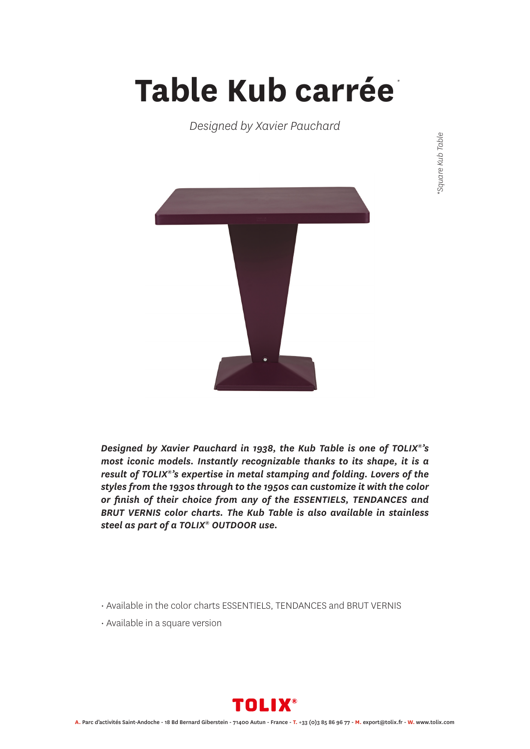# Table Kub carrée*

*Designed by Xavier Pauchard*

*Square Kub Table

***Designed by Xavier Pauchard in 1938, the Kub Table is one of TOLIX®'s most iconic models. Instantly recognizable thanks to its shape, it is a result of TOLIX®'s expertise in metal stamping and folding. Lovers of the styles from the 1930s through to the 1950s can customize it with the color or finish of their choice from any of the ESSENTIELS, TENDANCES and BRUT VERNIS color charts. The Kub Table is also available in stainless steel as part of a TOLIX® OUTDOOR use.***

- Available in the color charts ESSENTIELS, TENDANCES and BRUT VERNIS
- Available in a square version

TOLIX®

A. Parc d'activités Saint-Andoche - 18 Bd Bernard Giberstein - 71400 Autun - France - T. +33 (0)3 85 86 96 77 - M. export@tolix.fr - W. www.tolix.com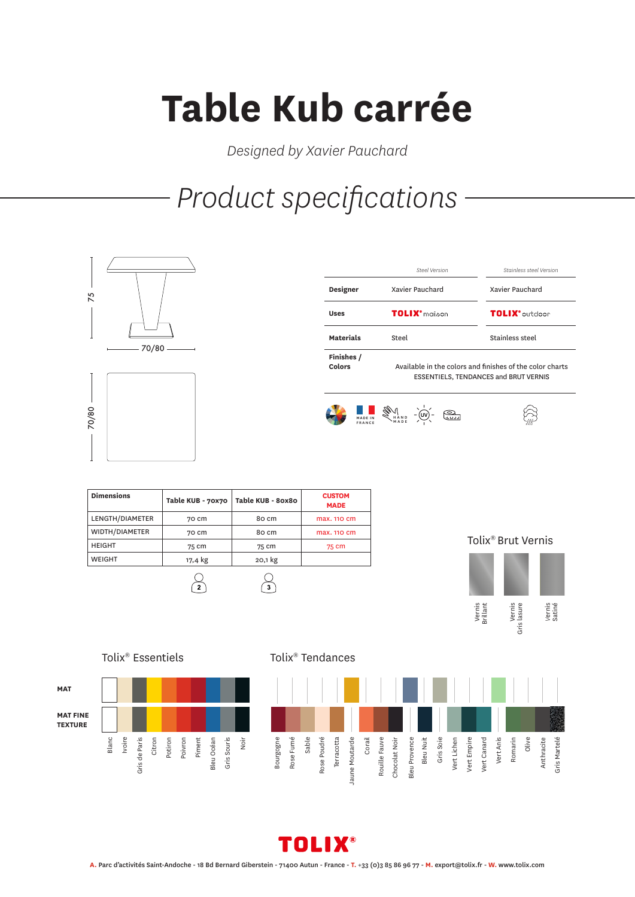# Table Kub carrée

*Designed by Xavier Pauchard*

## *Product specifications*

75

70/80

70/80

| | Steel Version | Stainless steel Version |
|---|---|---|
| **Designer** | Xavier Pauchard | Xavier Pauchard |
| **Uses** | TOLIX® maison | TOLIX® outdoor |
| **Materials** | Steel | Stainless steel |
| **Finishes / Colors** | Available in the colors and finishes of the color charts ESSENTIELS, TENDANCES and BRUT VERNIS | |

MADE IN FRANCE · HAND MADE · UV

| Dimensions | Table KUB - 70x70 | Table KUB - 80x80 | CUSTOM MADE |
|---|---|---|---|
| LENGTH/DIAMETER | 70 cm | 80 cm | max. 110 cm |
| WIDTH/DIAMETER | 70 cm | 80 cm | max. 110 cm |
| HEIGHT | 75 cm | 75 cm | 75 cm |
| WEIGHT | 17,4 kg | 20,1 kg | |

2 · 3

### Tolix® Brut Vernis

Vernis Brillant · Vernis Gris lasure · Vernis Satiné

### Tolix® Essentiels

MAT

MAT FINE TEXTURE

Blanc · Ivoire · Gris de Paris · Citron · Potiron · Poivron · Piment · Bleu Océan · Gris Souris · Noir

### Tolix® Tendances

Bourgogne · Rose Fumé · Sable · Rose Poudré · Terracotta · Jaune Moutarde · Corail · Rouille Fauve · Chocolat Noir · Bleu Provence · Bleu Nuit · Gris Soie · Vert Lichen · Vert Empire · Vert Canard · Vert Anis · Romarin · Olive · Anthracite · Gris Martelé

TOLIX®

**A.** Parc d'activités Saint-Andoche - 18 Bd Bernard Giberstein - 71400 Autun - France - **T.** +33 (0)3 85 86 96 77 - **M.** export@tolix.fr - **W.** www.tolix.com